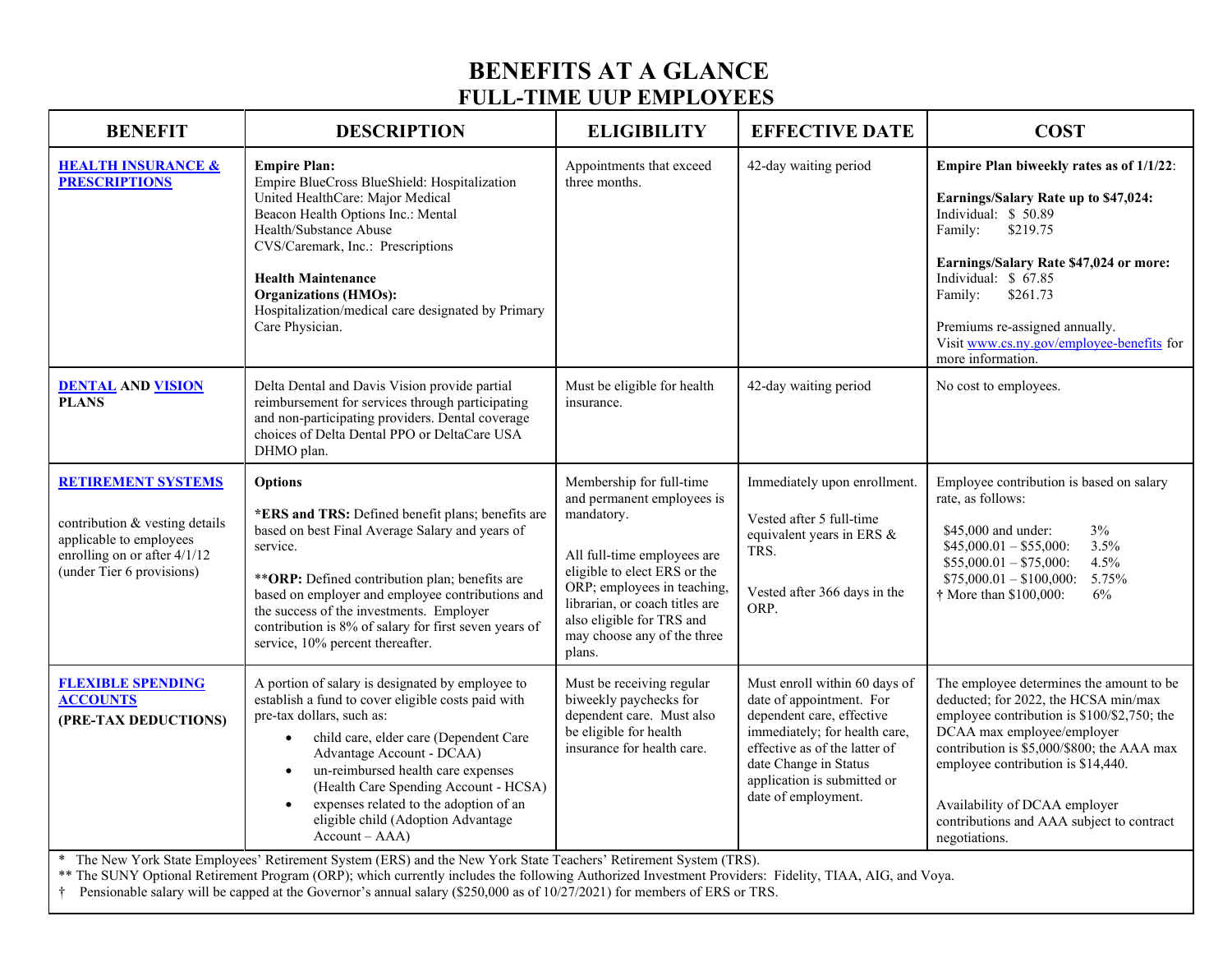# BENEFITS AT A GLANCE
## FULL-TIME UUP EMPLOYEES

| BENEFIT | DESCRIPTION | ELIGIBILITY | EFFECTIVE DATE | COST |
|---|---|---|---|---|
| **[HEALTH INSURANCE & PRESCRIPTIONS]** | **Empire Plan:**<br>Empire BlueCross BlueShield: Hospitalization<br>United HealthCare: Major Medical<br>Beacon Health Options Inc.: Mental Health/Substance Abuse<br>CVS/Caremark, Inc.: Prescriptions<br><br>**Health Maintenance Organizations (HMOs):**<br>Hospitalization/medical care designated by Primary Care Physician. | Appointments that exceed three months. | 42-day waiting period | **Empire Plan biweekly rates as of 1/1/22**:<br><br>**Earnings/Salary Rate up to $47,024:**<br>Individual: $ 50.89<br>Family: $219.75<br><br>**Earnings/Salary Rate $47,024 or more:**<br>Individual: $ 67.85<br>Family: $261.73<br><br>Premiums re-assigned annually.<br>Visit www.cs.ny.gov/employee-benefits for more information. |
| **DENTAL AND VISION PLANS** | Delta Dental and Davis Vision provide partial reimbursement for services through participating and non-participating providers. Dental coverage choices of Delta Dental PPO or DeltaCare USA DHMO plan. | Must be eligible for health insurance. | 42-day waiting period | No cost to employees. |
| **RETIREMENT SYSTEMS**<br><br>contribution & vesting details applicable to employees enrolling on or after 4/1/12 (under Tier 6 provisions) | **Options**<br><br>***ERS and TRS:** Defined benefit plans; benefits are based on best Final Average Salary and years of service.<br><br>****ORP:** Defined contribution plan; benefits are based on employer and employee contributions and the success of the investments. Employer contribution is 8% of salary for first seven years of service, 10% percent thereafter. | Membership for full-time and permanent employees is mandatory.<br><br>All full-time employees are eligible to elect ERS or the ORP; employees in teaching, librarian, or coach titles are also eligible for TRS and may choose any of the three plans. | Immediately upon enrollment.<br><br>Vested after 5 full-time equivalent years in ERS & TRS.<br><br>Vested after 366 days in the ORP. | Employee contribution is based on salary rate, as follows:<br><br>$45,000 and under: 3%<br>$45,000.01 – $55,000: 3.5%<br>$55,000.01 – $75,000: 4.5%<br>$75,000.01 – $100,000: 5.75%<br>† More than $100,000: 6% |
| **FLEXIBLE SPENDING ACCOUNTS (PRE-TAX DEDUCTIONS)** | A portion of salary is designated by employee to establish a fund to cover eligible costs paid with pre-tax dollars, such as:<br>• child care, elder care (Dependent Care Advantage Account - DCAA)<br>• un-reimbursed health care expenses (Health Care Spending Account - HCSA)<br>• expenses related to the adoption of an eligible child (Adoption Advantage Account – AAA) | Must be receiving regular biweekly paychecks for dependent care. Must also be eligible for health insurance for health care. | Must enroll within 60 days of date of appointment. For dependent care, effective immediately; for health care, effective as of the latter of date Change in Status application is submitted or date of employment. | The employee determines the amount to be deducted; for 2022, the HCSA min/max employee contribution is $100/$2,750; the DCAA max employee/employer contribution is $5,000/$800; the AAA max employee contribution is $14,440.<br><br>Availability of DCAA employer contributions and AAA subject to contract negotiations. |

\* The New York State Employees' Retirement System (ERS) and the New York State Teachers' Retirement System (TRS).

** The SUNY Optional Retirement Program (ORP); which currently includes the following Authorized Investment Providers: Fidelity, TIAA, AIG, and Voya.

† Pensionable salary will be capped at the Governor's annual salary ($250,000 as of 10/27/2021) for members of ERS or TRS.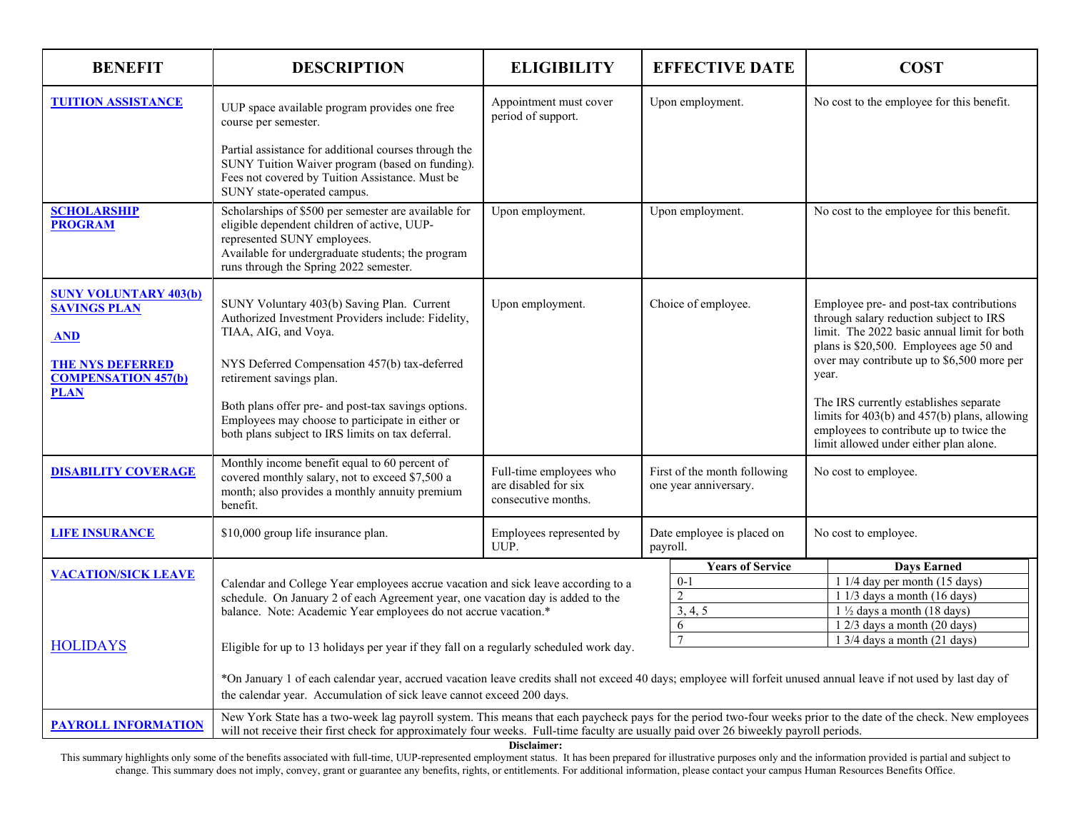| BENEFIT | DESCRIPTION | ELIGIBILITY | EFFECTIVE DATE | COST |
|---|---|---|---|---|
| **TUITION ASSISTANCE** | UUP space available program provides one free course per semester.<br><br>Partial assistance for additional courses through the SUNY Tuition Waiver program (based on funding). Fees not covered by Tuition Assistance. Must be SUNY state-operated campus. | Appointment must cover period of support. | Upon employment. | No cost to the employee for this benefit. |
| **SCHOLARSHIP PROGRAM** | Scholarships of $500 per semester are available for eligible dependent children of active, UUP-represented SUNY employees.<br>Available for undergraduate students; the program runs through the Spring 2022 semester. | Upon employment. | Upon employment. | No cost to the employee for this benefit. |
| **SUNY VOLUNTARY 403(b) SAVINGS PLAN AND THE NYS DEFERRED COMPENSATION 457(b) PLAN** | SUNY Voluntary 403(b) Saving Plan. Current Authorized Investment Providers include: Fidelity, TIAA, AIG, and Voya.<br><br>NYS Deferred Compensation 457(b) tax-deferred retirement savings plan.<br><br>Both plans offer pre- and post-tax savings options. Employees may choose to participate in either or both plans subject to IRS limits on tax deferral. | Upon employment. | Choice of employee. | Employee pre- and post-tax contributions through salary reduction subject to IRS limit. The 2022 basic annual limit for both plans is $20,500. Employees age 50 and over may contribute up to $6,500 more per year.<br><br>The IRS currently establishes separate limits for 403(b) and 457(b) plans, allowing employees to contribute up to twice the limit allowed under either plan alone. |
| **DISABILITY COVERAGE** | Monthly income benefit equal to 60 percent of covered monthly salary, not to exceed $7,500 a month; also provides a monthly annuity premium benefit. | Full-time employees who are disabled for six consecutive months. | First of the month following one year anniversary. | No cost to employee. |
| **LIFE INSURANCE** | $10,000 group life insurance plan. | Employees represented by UUP. | Date employee is placed on payroll. | No cost to employee. |

**VACATION/SICK LEAVE**

Calendar and College Year employees accrue vacation and sick leave according to a schedule. On January 2 of each Agreement year, one vacation day is added to the balance. Note: Academic Year employees do not accrue vacation.*

| Years of Service | Days Earned |
|---|---|
| 0-1 | 1 1/4 day per month (15 days) |
| 2 | 1 1/3 days a month (16 days) |
| 3, 4, 5 | 1 ½ days a month (18 days) |
| 6 | 1 2/3 days a month (20 days) |
| 7 | 1 3/4 days a month (21 days) |

**HOLIDAYS**

Eligible for up to 13 holidays per year if they fall on a regularly scheduled work day.

*On January 1 of each calendar year, accrued vacation leave credits shall not exceed 40 days; employee will forfeit unused annual leave if not used by last day of the calendar year. Accumulation of sick leave cannot exceed 200 days.

**PAYROLL INFORMATION**

New York State has a two-week lag payroll system. This means that each paycheck pays for the period two-four weeks prior to the date of the check. New employees will not receive their first check for approximately four weeks. Full-time faculty are usually paid over 26 biweekly payroll periods.

**Disclaimer:**
This summary highlights only some of the benefits associated with full-time, UUP-represented employment status. It has been prepared for illustrative purposes only and the information provided is partial and subject to change. This summary does not imply, convey, grant or guarantee any benefits, rights, or entitlements. For additional information, please contact your campus Human Resources Benefits Office.